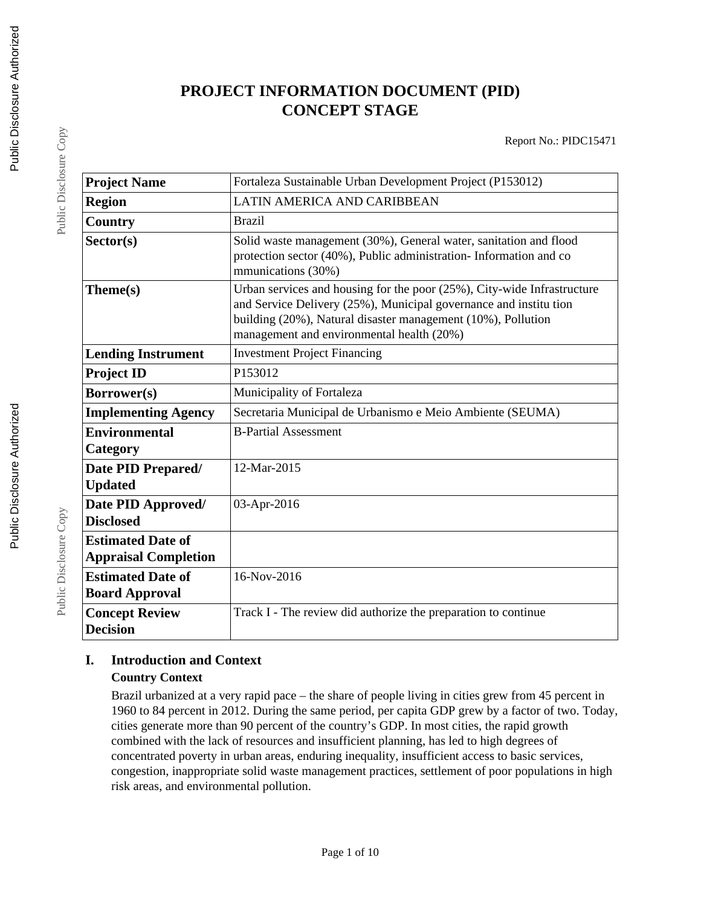# PROJECT INFORMATION DOCUMENT (PID)
# CONCEPT STAGE

Report No.: PIDC15471

| | |
|---|---|
| **Project Name** | Fortaleza Sustainable Urban Development Project (P153012) |
| **Region** | LATIN AMERICA AND CARIBBEAN |
| **Country** | Brazil |
| **Sector(s)** | Solid waste management (30%), General water, sanitation and flood protection sector (40%), Public administration- Information and co mmunications (30%) |
| **Theme(s)** | Urban services and housing for the poor (25%), City-wide Infrastructure and Service Delivery (25%), Municipal governance and institu tion building (20%), Natural disaster management (10%), Pollution management and environmental health (20%) |
| **Lending Instrument** | Investment Project Financing |
| **Project ID** | P153012 |
| **Borrower(s)** | Municipality of Fortaleza |
| **Implementing Agency** | Secretaria Municipal de Urbanismo e Meio Ambiente (SEUMA) |
| **Environmental Category** | B-Partial Assessment |
| **Date PID Prepared/ Updated** | 12-Mar-2015 |
| **Date PID Approved/ Disclosed** | 03-Apr-2016 |
| **Estimated Date of Appraisal Completion** | |
| **Estimated Date of Board Approval** | 16-Nov-2016 |
| **Concept Review Decision** | Track I - The review did authorize the preparation to continue |

## I. Introduction and Context

### Country Context

Brazil urbanized at a very rapid pace – the share of people living in cities grew from 45 percent in 1960 to 84 percent in 2012. During the same period, per capita GDP grew by a factor of two. Today, cities generate more than 90 percent of the country's GDP. In most cities, the rapid growth combined with the lack of resources and insufficient planning, has led to high degrees of concentrated poverty in urban areas, enduring inequality, insufficient access to basic services, congestion, inappropriate solid waste management practices, settlement of poor populations in high risk areas, and environmental pollution.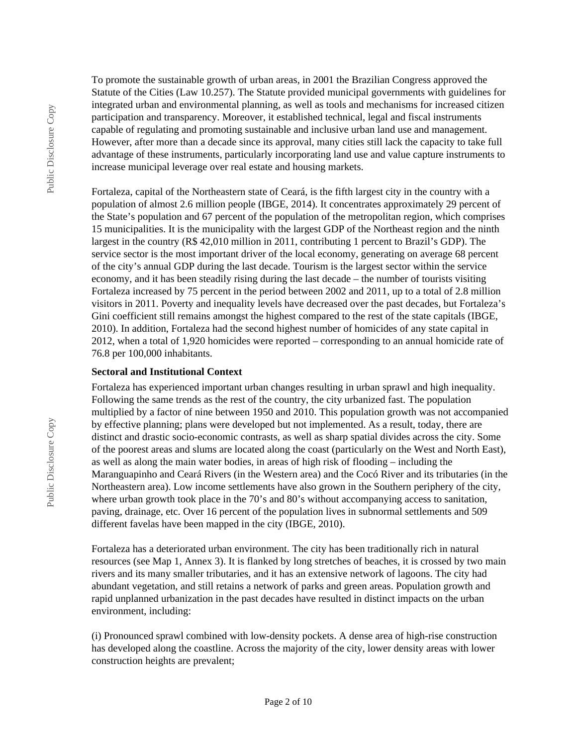To promote the sustainable growth of urban areas, in 2001 the Brazilian Congress approved the Statute of the Cities (Law 10.257). The Statute provided municipal governments with guidelines for integrated urban and environmental planning, as well as tools and mechanisms for increased citizen participation and transparency. Moreover, it established technical, legal and fiscal instruments capable of regulating and promoting sustainable and inclusive urban land use and management. However, after more than a decade since its approval, many cities still lack the capacity to take full advantage of these instruments, particularly incorporating land use and value capture instruments to increase municipal leverage over real estate and housing markets.

Fortaleza, capital of the Northeastern state of Ceará, is the fifth largest city in the country with a population of almost 2.6 million people (IBGE, 2014). It concentrates approximately 29 percent of the State's population and 67 percent of the population of the metropolitan region, which comprises 15 municipalities. It is the municipality with the largest GDP of the Northeast region and the ninth largest in the country (R$ 42,010 million in 2011, contributing 1 percent to Brazil's GDP). The service sector is the most important driver of the local economy, generating on average 68 percent of the city's annual GDP during the last decade. Tourism is the largest sector within the service economy, and it has been steadily rising during the last decade – the number of tourists visiting Fortaleza increased by 75 percent in the period between 2002 and 2011, up to a total of 2.8 million visitors in 2011. Poverty and inequality levels have decreased over the past decades, but Fortaleza's Gini coefficient still remains amongst the highest compared to the rest of the state capitals (IBGE, 2010). In addition, Fortaleza had the second highest number of homicides of any state capital in 2012, when a total of 1,920 homicides were reported – corresponding to an annual homicide rate of 76.8 per 100,000 inhabitants.

**Sectoral and Institutional Context**

Fortaleza has experienced important urban changes resulting in urban sprawl and high inequality. Following the same trends as the rest of the country, the city urbanized fast. The population multiplied by a factor of nine between 1950 and 2010. This population growth was not accompanied by effective planning; plans were developed but not implemented. As a result, today, there are distinct and drastic socio-economic contrasts, as well as sharp spatial divides across the city. Some of the poorest areas and slums are located along the coast (particularly on the West and North East), as well as along the main water bodies, in areas of high risk of flooding – including the Maranguapinho and Ceará Rivers (in the Western area) and the Cocó River and its tributaries (in the Northeastern area). Low income settlements have also grown in the Southern periphery of the city, where urban growth took place in the 70's and 80's without accompanying access to sanitation, paving, drainage, etc. Over 16 percent of the population lives in subnormal settlements and 509 different favelas have been mapped in the city (IBGE, 2010).

Fortaleza has a deteriorated urban environment. The city has been traditionally rich in natural resources (see Map 1, Annex 3). It is flanked by long stretches of beaches, it is crossed by two main rivers and its many smaller tributaries, and it has an extensive network of lagoons. The city had abundant vegetation, and still retains a network of parks and green areas. Population growth and rapid unplanned urbanization in the past decades have resulted in distinct impacts on the urban environment, including:

(i) Pronounced sprawl combined with low-density pockets. A dense area of high-rise construction has developed along the coastline. Across the majority of the city, lower density areas with lower construction heights are prevalent;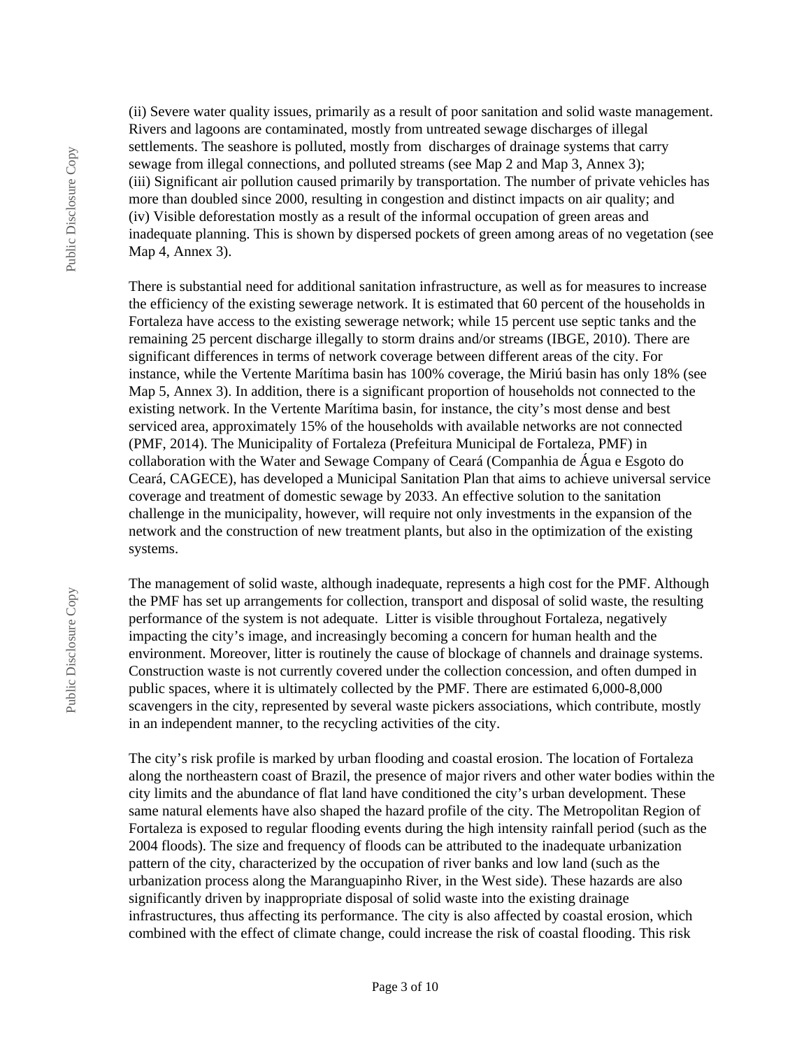(ii) Severe water quality issues, primarily as a result of poor sanitation and solid waste management. Rivers and lagoons are contaminated, mostly from untreated sewage discharges of illegal settlements. The seashore is polluted, mostly from discharges of drainage systems that carry sewage from illegal connections, and polluted streams (see Map 2 and Map 3, Annex 3);
(iii) Significant air pollution caused primarily by transportation. The number of private vehicles has more than doubled since 2000, resulting in congestion and distinct impacts on air quality; and
(iv) Visible deforestation mostly as a result of the informal occupation of green areas and inadequate planning. This is shown by dispersed pockets of green among areas of no vegetation (see Map 4, Annex 3).

There is substantial need for additional sanitation infrastructure, as well as for measures to increase the efficiency of the existing sewerage network. It is estimated that 60 percent of the households in Fortaleza have access to the existing sewerage network; while 15 percent use septic tanks and the remaining 25 percent discharge illegally to storm drains and/or streams (IBGE, 2010). There are significant differences in terms of network coverage between different areas of the city. For instance, while the Vertente Marítima basin has 100% coverage, the Miriú basin has only 18% (see Map 5, Annex 3). In addition, there is a significant proportion of households not connected to the existing network. In the Vertente Marítima basin, for instance, the city's most dense and best serviced area, approximately 15% of the households with available networks are not connected (PMF, 2014). The Municipality of Fortaleza (Prefeitura Municipal de Fortaleza, PMF) in collaboration with the Water and Sewage Company of Ceará (Companhia de Água e Esgoto do Ceará, CAGECE), has developed a Municipal Sanitation Plan that aims to achieve universal service coverage and treatment of domestic sewage by 2033. An effective solution to the sanitation challenge in the municipality, however, will require not only investments in the expansion of the network and the construction of new treatment plants, but also in the optimization of the existing systems.

The management of solid waste, although inadequate, represents a high cost for the PMF. Although the PMF has set up arrangements for collection, transport and disposal of solid waste, the resulting performance of the system is not adequate. Litter is visible throughout Fortaleza, negatively impacting the city's image, and increasingly becoming a concern for human health and the environment. Moreover, litter is routinely the cause of blockage of channels and drainage systems. Construction waste is not currently covered under the collection concession, and often dumped in public spaces, where it is ultimately collected by the PMF. There are estimated 6,000-8,000 scavengers in the city, represented by several waste pickers associations, which contribute, mostly in an independent manner, to the recycling activities of the city.

The city's risk profile is marked by urban flooding and coastal erosion. The location of Fortaleza along the northeastern coast of Brazil, the presence of major rivers and other water bodies within the city limits and the abundance of flat land have conditioned the city's urban development. These same natural elements have also shaped the hazard profile of the city. The Metropolitan Region of Fortaleza is exposed to regular flooding events during the high intensity rainfall period (such as the 2004 floods). The size and frequency of floods can be attributed to the inadequate urbanization pattern of the city, characterized by the occupation of river banks and low land (such as the urbanization process along the Maranguapinho River, in the West side). These hazards are also significantly driven by inappropriate disposal of solid waste into the existing drainage infrastructures, thus affecting its performance. The city is also affected by coastal erosion, which combined with the effect of climate change, could increase the risk of coastal flooding. This risk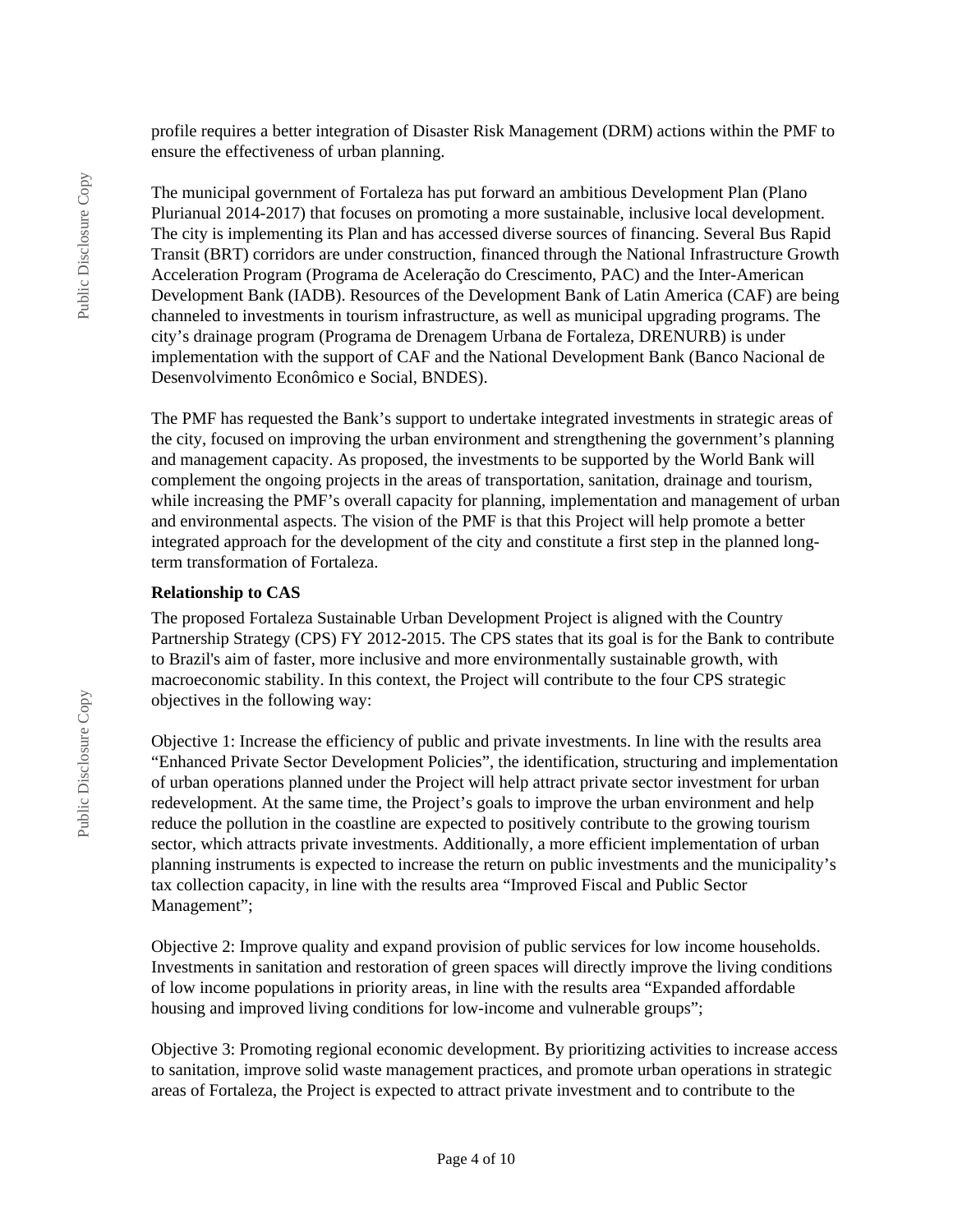profile requires a better integration of Disaster Risk Management (DRM) actions within the PMF to ensure the effectiveness of urban planning.

The municipal government of Fortaleza has put forward an ambitious Development Plan (Plano Plurianual 2014-2017) that focuses on promoting a more sustainable, inclusive local development. The city is implementing its Plan and has accessed diverse sources of financing. Several Bus Rapid Transit (BRT) corridors are under construction, financed through the National Infrastructure Growth Acceleration Program (Programa de Aceleração do Crescimento, PAC) and the Inter-American Development Bank (IADB). Resources of the Development Bank of Latin America (CAF) are being channeled to investments in tourism infrastructure, as well as municipal upgrading programs. The city's drainage program (Programa de Drenagem Urbana de Fortaleza, DRENURB) is under implementation with the support of CAF and the National Development Bank (Banco Nacional de Desenvolvimento Econômico e Social, BNDES).

The PMF has requested the Bank's support to undertake integrated investments in strategic areas of the city, focused on improving the urban environment and strengthening the government's planning and management capacity. As proposed, the investments to be supported by the World Bank will complement the ongoing projects in the areas of transportation, sanitation, drainage and tourism, while increasing the PMF's overall capacity for planning, implementation and management of urban and environmental aspects. The vision of the PMF is that this Project will help promote a better integrated approach for the development of the city and constitute a first step in the planned long-term transformation of Fortaleza.

**Relationship to CAS**

The proposed Fortaleza Sustainable Urban Development Project is aligned with the Country Partnership Strategy (CPS) FY 2012-2015. The CPS states that its goal is for the Bank to contribute to Brazil's aim of faster, more inclusive and more environmentally sustainable growth, with macroeconomic stability. In this context, the Project will contribute to the four CPS strategic objectives in the following way:

Objective 1: Increase the efficiency of public and private investments. In line with the results area "Enhanced Private Sector Development Policies", the identification, structuring and implementation of urban operations planned under the Project will help attract private sector investment for urban redevelopment. At the same time, the Project's goals to improve the urban environment and help reduce the pollution in the coastline are expected to positively contribute to the growing tourism sector, which attracts private investments. Additionally, a more efficient implementation of urban planning instruments is expected to increase the return on public investments and the municipality's tax collection capacity, in line with the results area "Improved Fiscal and Public Sector Management";

Objective 2: Improve quality and expand provision of public services for low income households. Investments in sanitation and restoration of green spaces will directly improve the living conditions of low income populations in priority areas, in line with the results area "Expanded affordable housing and improved living conditions for low-income and vulnerable groups";

Objective 3: Promoting regional economic development. By prioritizing activities to increase access to sanitation, improve solid waste management practices, and promote urban operations in strategic areas of Fortaleza, the Project is expected to attract private investment and to contribute to the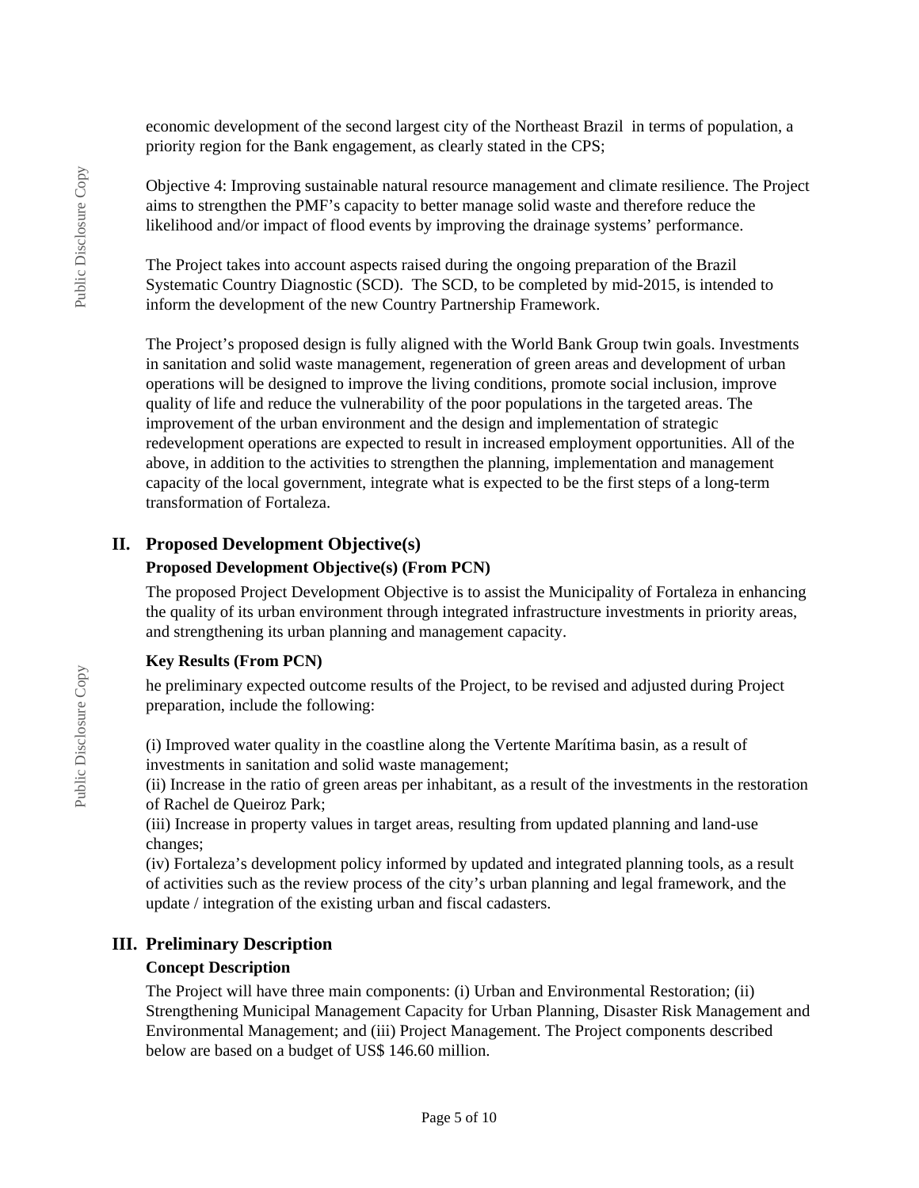economic development of the second largest city of the Northeast Brazil in terms of population, a priority region for the Bank engagement, as clearly stated in the CPS;

Objective 4: Improving sustainable natural resource management and climate resilience. The Project aims to strengthen the PMF's capacity to better manage solid waste and therefore reduce the likelihood and/or impact of flood events by improving the drainage systems' performance.

The Project takes into account aspects raised during the ongoing preparation of the Brazil Systematic Country Diagnostic (SCD). The SCD, to be completed by mid-2015, is intended to inform the development of the new Country Partnership Framework.

The Project's proposed design is fully aligned with the World Bank Group twin goals. Investments in sanitation and solid waste management, regeneration of green areas and development of urban operations will be designed to improve the living conditions, promote social inclusion, improve quality of life and reduce the vulnerability of the poor populations in the targeted areas. The improvement of the urban environment and the design and implementation of strategic redevelopment operations are expected to result in increased employment opportunities. All of the above, in addition to the activities to strengthen the planning, implementation and management capacity of the local government, integrate what is expected to be the first steps of a long-term transformation of Fortaleza.

## II. Proposed Development Objective(s)

### Proposed Development Objective(s) (From PCN)

The proposed Project Development Objective is to assist the Municipality of Fortaleza in enhancing the quality of its urban environment through integrated infrastructure investments in priority areas, and strengthening its urban planning and management capacity.

### Key Results (From PCN)

he preliminary expected outcome results of the Project, to be revised and adjusted during Project preparation, include the following:

(i) Improved water quality in the coastline along the Vertente Marítima basin, as a result of investments in sanitation and solid waste management;
(ii) Increase in the ratio of green areas per inhabitant, as a result of the investments in the restoration of Rachel de Queiroz Park;
(iii) Increase in property values in target areas, resulting from updated planning and land-use changes;
(iv) Fortaleza's development policy informed by updated and integrated planning tools, as a result of activities such as the review process of the city's urban planning and legal framework, and the update / integration of the existing urban and fiscal cadasters.

## III. Preliminary Description

### Concept Description

The Project will have three main components: (i) Urban and Environmental Restoration; (ii) Strengthening Municipal Management Capacity for Urban Planning, Disaster Risk Management and Environmental Management; and (iii) Project Management. The Project components described below are based on a budget of US$ 146.60 million.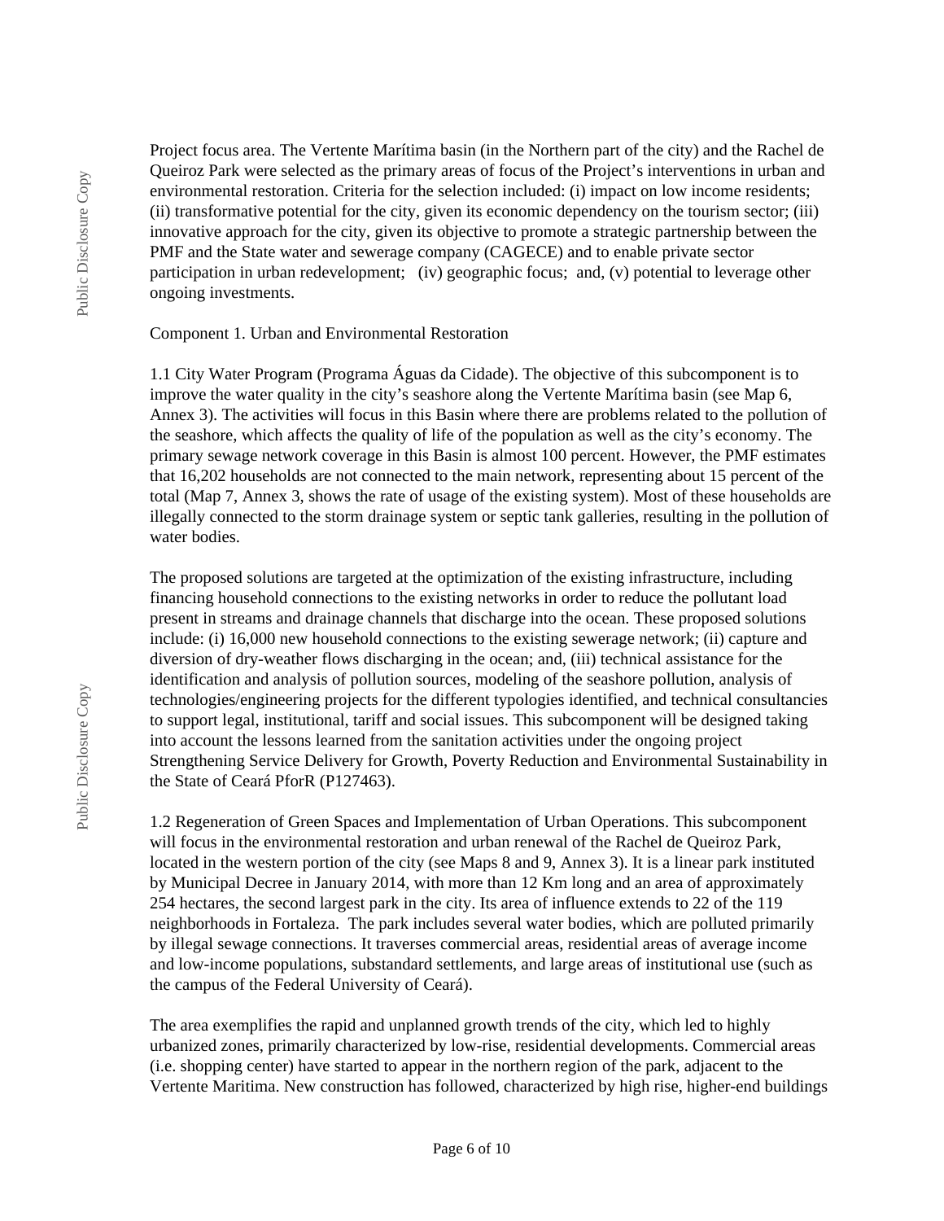Project focus area. The Vertente Marítima basin (in the Northern part of the city) and the Rachel de Queiroz Park were selected as the primary areas of focus of the Project's interventions in urban and environmental restoration. Criteria for the selection included: (i) impact on low income residents; (ii) transformative potential for the city, given its economic dependency on the tourism sector; (iii) innovative approach for the city, given its objective to promote a strategic partnership between the PMF and the State water and sewerage company (CAGECE) and to enable private sector participation in urban redevelopment; (iv) geographic focus; and, (v) potential to leverage other ongoing investments.

Component 1. Urban and Environmental Restoration

1.1 City Water Program (Programa Águas da Cidade). The objective of this subcomponent is to improve the water quality in the city's seashore along the Vertente Marítima basin (see Map 6, Annex 3). The activities will focus in this Basin where there are problems related to the pollution of the seashore, which affects the quality of life of the population as well as the city's economy. The primary sewage network coverage in this Basin is almost 100 percent. However, the PMF estimates that 16,202 households are not connected to the main network, representing about 15 percent of the total (Map 7, Annex 3, shows the rate of usage of the existing system). Most of these households are illegally connected to the storm drainage system or septic tank galleries, resulting in the pollution of water bodies.

The proposed solutions are targeted at the optimization of the existing infrastructure, including financing household connections to the existing networks in order to reduce the pollutant load present in streams and drainage channels that discharge into the ocean. These proposed solutions include: (i) 16,000 new household connections to the existing sewerage network; (ii) capture and diversion of dry-weather flows discharging in the ocean; and, (iii) technical assistance for the identification and analysis of pollution sources, modeling of the seashore pollution, analysis of technologies/engineering projects for the different typologies identified, and technical consultancies to support legal, institutional, tariff and social issues. This subcomponent will be designed taking into account the lessons learned from the sanitation activities under the ongoing project Strengthening Service Delivery for Growth, Poverty Reduction and Environmental Sustainability in the State of Ceará PforR (P127463).

1.2 Regeneration of Green Spaces and Implementation of Urban Operations. This subcomponent will focus in the environmental restoration and urban renewal of the Rachel de Queiroz Park, located in the western portion of the city (see Maps 8 and 9, Annex 3). It is a linear park instituted by Municipal Decree in January 2014, with more than 12 Km long and an area of approximately 254 hectares, the second largest park in the city. Its area of influence extends to 22 of the 119 neighborhoods in Fortaleza. The park includes several water bodies, which are polluted primarily by illegal sewage connections. It traverses commercial areas, residential areas of average income and low-income populations, substandard settlements, and large areas of institutional use (such as the campus of the Federal University of Ceará).

The area exemplifies the rapid and unplanned growth trends of the city, which led to highly urbanized zones, primarily characterized by low-rise, residential developments. Commercial areas (i.e. shopping center) have started to appear in the northern region of the park, adjacent to the Vertente Maritima. New construction has followed, characterized by high rise, higher-end buildings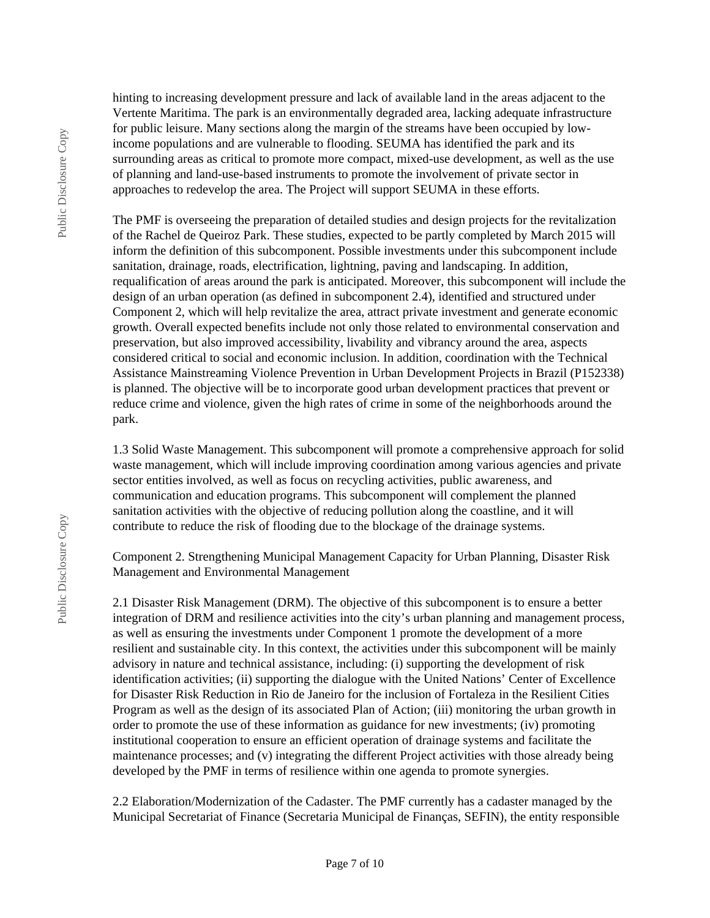hinting to increasing development pressure and lack of available land in the areas adjacent to the Vertente Maritima. The park is an environmentally degraded area, lacking adequate infrastructure for public leisure. Many sections along the margin of the streams have been occupied by low-income populations and are vulnerable to flooding. SEUMA has identified the park and its surrounding areas as critical to promote more compact, mixed-use development, as well as the use of planning and land-use-based instruments to promote the involvement of private sector in approaches to redevelop the area. The Project will support SEUMA in these efforts.

The PMF is overseeing the preparation of detailed studies and design projects for the revitalization of the Rachel de Queiroz Park. These studies, expected to be partly completed by March 2015 will inform the definition of this subcomponent. Possible investments under this subcomponent include sanitation, drainage, roads, electrification, lightning, paving and landscaping. In addition, requalification of areas around the park is anticipated. Moreover, this subcomponent will include the design of an urban operation (as defined in subcomponent 2.4), identified and structured under Component 2, which will help revitalize the area, attract private investment and generate economic growth. Overall expected benefits include not only those related to environmental conservation and preservation, but also improved accessibility, livability and vibrancy around the area, aspects considered critical to social and economic inclusion. In addition, coordination with the Technical Assistance Mainstreaming Violence Prevention in Urban Development Projects in Brazil (P152338) is planned. The objective will be to incorporate good urban development practices that prevent or reduce crime and violence, given the high rates of crime in some of the neighborhoods around the park.

1.3 Solid Waste Management. This subcomponent will promote a comprehensive approach for solid waste management, which will include improving coordination among various agencies and private sector entities involved, as well as focus on recycling activities, public awareness, and communication and education programs. This subcomponent will complement the planned sanitation activities with the objective of reducing pollution along the coastline, and it will contribute to reduce the risk of flooding due to the blockage of the drainage systems.

Component 2. Strengthening Municipal Management Capacity for Urban Planning, Disaster Risk Management and Environmental Management

2.1 Disaster Risk Management (DRM). The objective of this subcomponent is to ensure a better integration of DRM and resilience activities into the city's urban planning and management process, as well as ensuring the investments under Component 1 promote the development of a more resilient and sustainable city. In this context, the activities under this subcomponent will be mainly advisory in nature and technical assistance, including: (i) supporting the development of risk identification activities; (ii) supporting the dialogue with the United Nations' Center of Excellence for Disaster Risk Reduction in Rio de Janeiro for the inclusion of Fortaleza in the Resilient Cities Program as well as the design of its associated Plan of Action; (iii) monitoring the urban growth in order to promote the use of these information as guidance for new investments; (iv) promoting institutional cooperation to ensure an efficient operation of drainage systems and facilitate the maintenance processes; and (v) integrating the different Project activities with those already being developed by the PMF in terms of resilience within one agenda to promote synergies.

2.2 Elaboration/Modernization of the Cadaster. The PMF currently has a cadaster managed by the Municipal Secretariat of Finance (Secretaria Municipal de Finanças, SEFIN), the entity responsible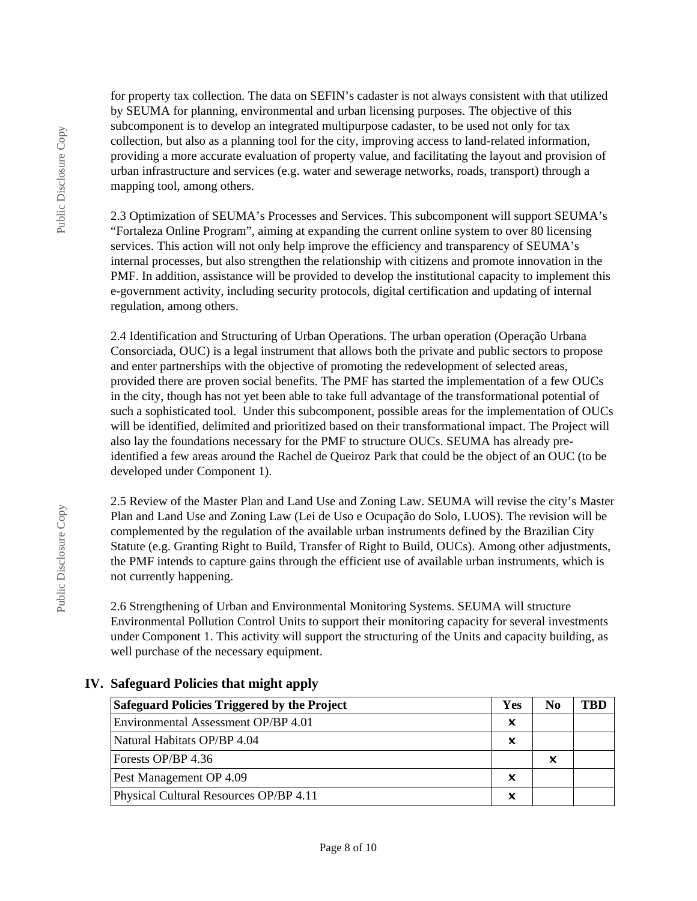for property tax collection. The data on SEFIN's cadaster is not always consistent with that utilized by SEUMA for planning, environmental and urban licensing purposes. The objective of this subcomponent is to develop an integrated multipurpose cadaster, to be used not only for tax collection, but also as a planning tool for the city, improving access to land-related information, providing a more accurate evaluation of property value, and facilitating the layout and provision of urban infrastructure and services (e.g. water and sewerage networks, roads, transport) through a mapping tool, among others.

2.3 Optimization of SEUMA's Processes and Services. This subcomponent will support SEUMA's "Fortaleza Online Program", aiming at expanding the current online system to over 80 licensing services. This action will not only help improve the efficiency and transparency of SEUMA's internal processes, but also strengthen the relationship with citizens and promote innovation in the PMF. In addition, assistance will be provided to develop the institutional capacity to implement this e-government activity, including security protocols, digital certification and updating of internal regulation, among others.

2.4 Identification and Structuring of Urban Operations. The urban operation (Operação Urbana Consorciada, OUC) is a legal instrument that allows both the private and public sectors to propose and enter partnerships with the objective of promoting the redevelopment of selected areas, provided there are proven social benefits. The PMF has started the implementation of a few OUCs in the city, though has not yet been able to take full advantage of the transformational potential of such a sophisticated tool. Under this subcomponent, possible areas for the implementation of OUCs will be identified, delimited and prioritized based on their transformational impact. The Project will also lay the foundations necessary for the PMF to structure OUCs. SEUMA has already pre-identified a few areas around the Rachel de Queiroz Park that could be the object of an OUC (to be developed under Component 1).

2.5 Review of the Master Plan and Land Use and Zoning Law. SEUMA will revise the city's Master Plan and Land Use and Zoning Law (Lei de Uso e Ocupação do Solo, LUOS). The revision will be complemented by the regulation of the available urban instruments defined by the Brazilian City Statute (e.g. Granting Right to Build, Transfer of Right to Build, OUCs). Among other adjustments, the PMF intends to capture gains through the efficient use of available urban instruments, which is not currently happening.

2.6 Strengthening of Urban and Environmental Monitoring Systems. SEUMA will structure Environmental Pollution Control Units to support their monitoring capacity for several investments under Component 1. This activity will support the structuring of the Units and capacity building, as well purchase of the necessary equipment.

## IV. Safeguard Policies that might apply

| Safeguard Policies Triggered by the Project | Yes | No | TBD |
|---|---|---|---|
| Environmental Assessment OP/BP 4.01 | x | | |
| Natural Habitats OP/BP 4.04 | x | | |
| Forests OP/BP 4.36 | | x | |
| Pest Management OP 4.09 | x | | |
| Physical Cultural Resources OP/BP 4.11 | x | | |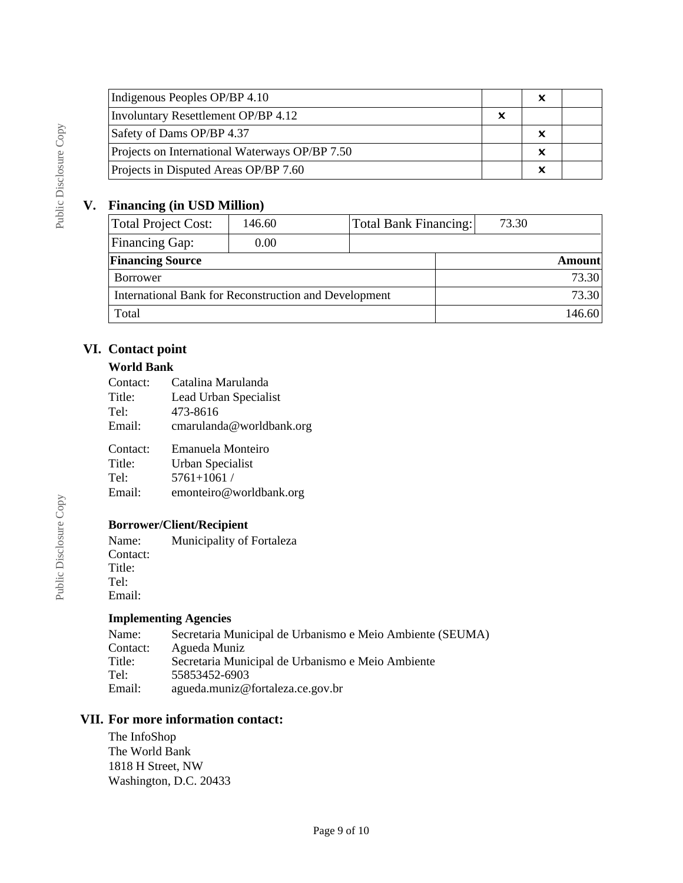| | | | |
|---|---|---|---|
| Indigenous Peoples OP/BP 4.10 | | x | |
| Involuntary Resettlement OP/BP 4.12 | x | | |
| Safety of Dams OP/BP 4.37 | | x | |
| Projects on International Waterways OP/BP 7.50 | | x | |
| Projects in Disputed Areas OP/BP 7.60 | | x | |

## V. Financing (in USD Million)

| Total Project Cost: | 146.60 | Total Bank Financing: | 73.30 |
|---|---|---|---|
| Financing Gap: | 0.00 | | |

| Financing Source | Amount |
|---|---|
| Borrower | 73.30 |
| International Bank for Reconstruction and Development | 73.30 |
| Total | 146.60 |

## VI. Contact point

### World Bank

Contact: Catalina Marulanda
Title: Lead Urban Specialist
Tel: 473-8616
Email: cmarulanda@worldbank.org

Contact: Emanuela Monteiro
Title: Urban Specialist
Tel: 5761+1061 /
Email: emonteiro@worldbank.org

### Borrower/Client/Recipient

Name: Municipality of Fortaleza
Contact:
Title:
Tel:
Email:

### Implementing Agencies

Name: Secretaria Municipal de Urbanismo e Meio Ambiente (SEUMA)
Contact: Agueda Muniz
Title: Secretaria Municipal de Urbanismo e Meio Ambiente
Tel: 55853452-6903
Email: agueda.muniz@fortaleza.ce.gov.br

## VII. For more information contact:

The InfoShop
The World Bank
1818 H Street, NW
Washington, D.C. 20433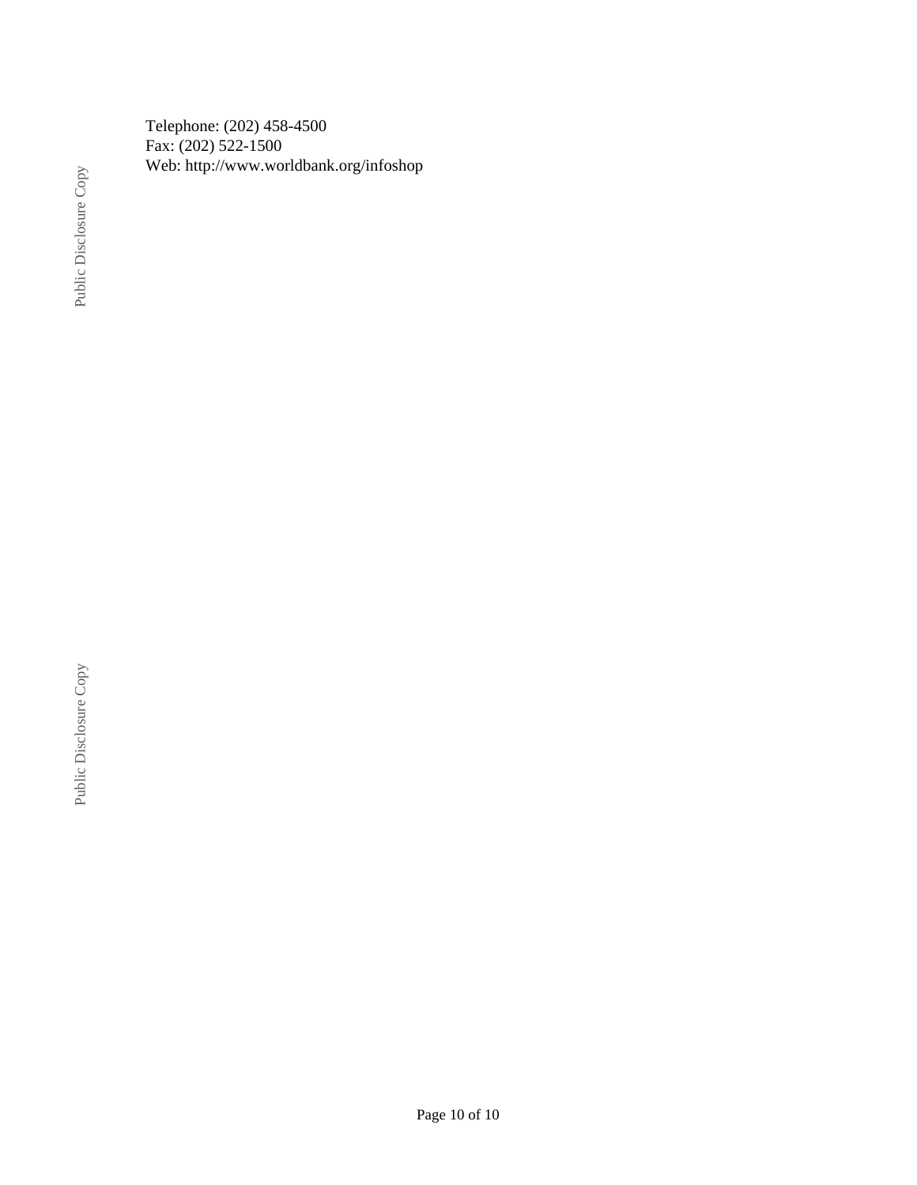Telephone: (202) 458-4500
Fax: (202) 522-1500
Web: http://www.worldbank.org/infoshop